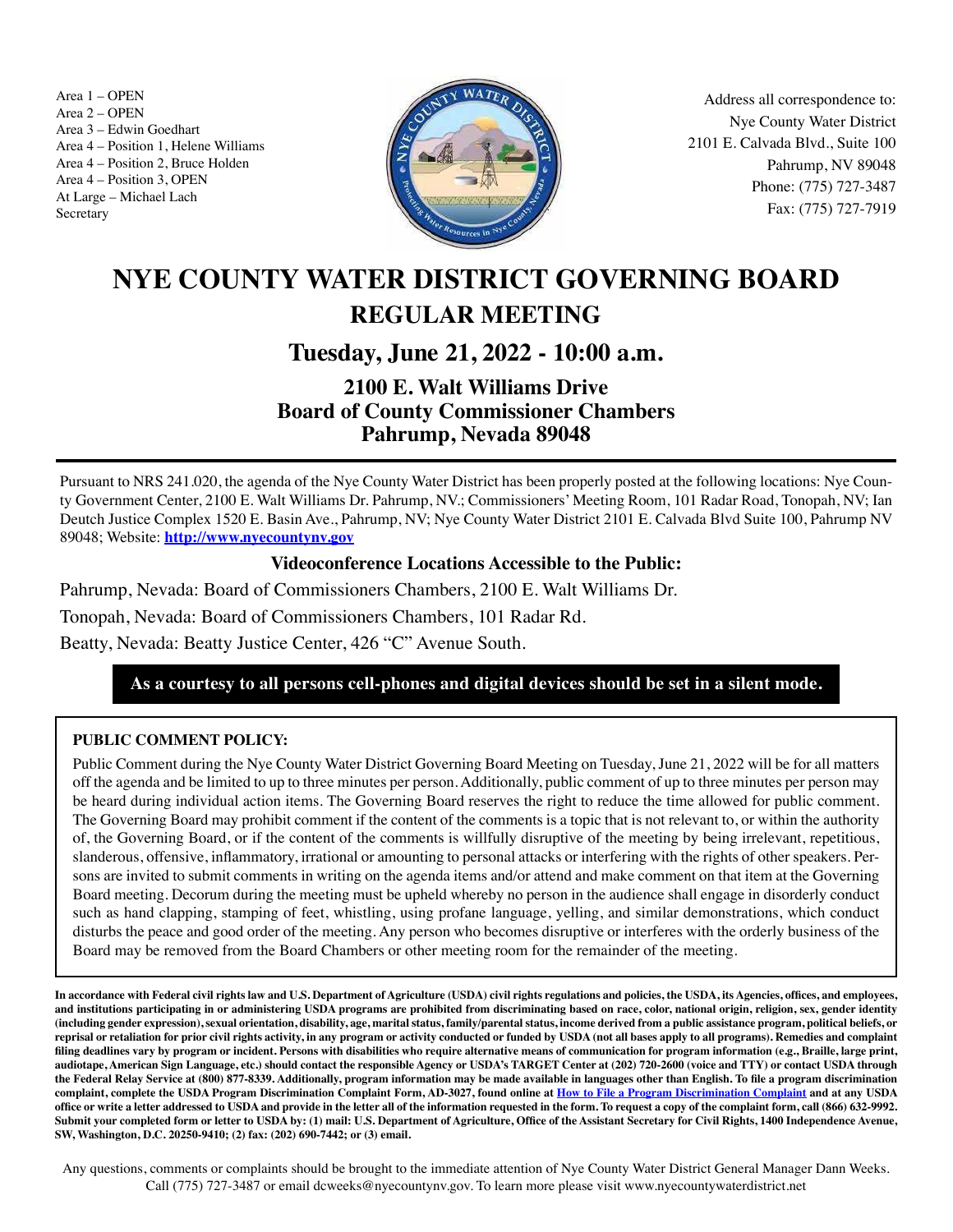Area 1 – OPEN
Area 2 – OPEN
Area 3 – Edwin Goedhart
Area 4 – Position 1, Helene Williams
Area 4 – Position 2, Bruce Holden
Area 4 – Position 3, OPEN
At Large – Michael Lach
Secretary

Address all correspondence to:
Nye County Water District
2101 E. Calvada Blvd., Suite 100
Pahrump, NV 89048
Phone: (775) 727-3487
Fax: (775) 727-7919

# NYE COUNTY WATER DISTRICT GOVERNING BOARD

## REGULAR MEETING

## Tuesday, June 21, 2022 - 10:00 a.m.

### 2100 E. Walt Williams Drive
### Board of County Commissioner Chambers
### Pahrump, Nevada 89048

---

Pursuant to NRS 241.020, the agenda of the Nye County Water District has been properly posted at the following locations: Nye County Government Center, 2100 E. Walt Williams Dr. Pahrump, NV.; Commissioners' Meeting Room, 101 Radar Road, Tonopah, NV; Ian Deutch Justice Complex 1520 E. Basin Ave., Pahrump, NV; Nye County Water District 2101 E. Calvada Blvd Suite 100, Pahrump NV 89048; Website: **http://www.nyecountynv.gov**

**Videoconference Locations Accessible to the Public:**

Pahrump, Nevada: Board of Commissioners Chambers, 2100 E. Walt Williams Dr.

Tonopah, Nevada: Board of Commissioners Chambers, 101 Radar Rd.

Beatty, Nevada: Beatty Justice Center, 426 "C" Avenue South.

**As a courtesy to all persons cell-phones and digital devices should be set in a silent mode.**

**PUBLIC COMMENT POLICY:**

Public Comment during the Nye County Water District Governing Board Meeting on Tuesday, June 21, 2022 will be for all matters off the agenda and be limited to up to three minutes per person. Additionally, public comment of up to three minutes per person may be heard during individual action items. The Governing Board reserves the right to reduce the time allowed for public comment. The Governing Board may prohibit comment if the content of the comments is a topic that is not relevant to, or within the authority of, the Governing Board, or if the content of the comments is willfully disruptive of the meeting by being irrelevant, repetitious, slanderous, offensive, inflammatory, irrational or amounting to personal attacks or interfering with the rights of other speakers. Persons are invited to submit comments in writing on the agenda items and/or attend and make comment on that item at the Governing Board meeting. Decorum during the meeting must be upheld whereby no person in the audience shall engage in disorderly conduct such as hand clapping, stamping of feet, whistling, using profane language, yelling, and similar demonstrations, which conduct disturbs the peace and good order of the meeting. Any person who becomes disruptive or interferes with the orderly business of the Board may be removed from the Board Chambers or other meeting room for the remainder of the meeting.

**In accordance with Federal civil rights law and U.S. Department of Agriculture (USDA) civil rights regulations and policies, the USDA, its Agencies, offices, and employees, and institutions participating in or administering USDA programs are prohibited from discriminating based on race, color, national origin, religion, sex, gender identity (including gender expression), sexual orientation, disability, age, marital status, family/parental status, income derived from a public assistance program, political beliefs, or reprisal or retaliation for prior civil rights activity, in any program or activity conducted or funded by USDA (not all bases apply to all programs). Remedies and complaint filing deadlines vary by program or incident. Persons with disabilities who require alternative means of communication for program information (e.g., Braille, large print, audiotape, American Sign Language, etc.) should contact the responsible Agency or USDA's TARGET Center at (202) 720-2600 (voice and TTY) or contact USDA through the Federal Relay Service at (800) 877-8339. Additionally, program information may be made available in languages other than English. To file a program discrimination complaint, complete the USDA Program Discrimination Complaint Form, AD-3027, found online at How to File a Program Discrimination Complaint and at any USDA office or write a letter addressed to USDA and provide in the letter all of the information requested in the form. To request a copy of the complaint form, call (866) 632-9992. Submit your completed form or letter to USDA by: (1) mail: U.S. Department of Agriculture, Office of the Assistant Secretary for Civil Rights, 1400 Independence Avenue, SW, Washington, D.C. 20250-9410; (2) fax: (202) 690-7442; or (3) email.**

Any questions, comments or complaints should be brought to the immediate attention of Nye County Water District General Manager Dann Weeks. Call (775) 727-3487 or email dcweeks@nyecountynv.gov. To learn more please visit www.nyecountywaterdistrict.net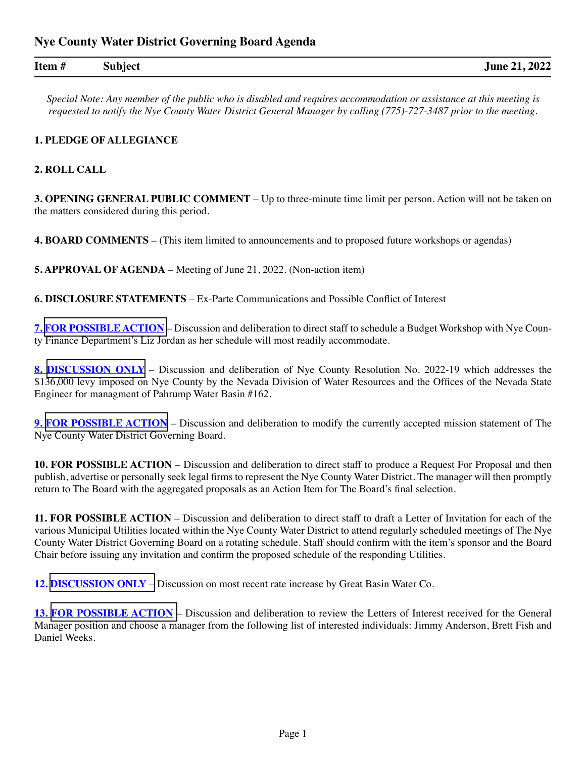## Nye County Water District Governing Board Agenda

| Item # | Subject | June 21, 2022 |
|---|---|---|

*Special Note: Any member of the public who is disabled and requires accommodation or assistance at this meeting is requested to notify the Nye County Water District General Manager by calling (775)-727-3487 prior to the meeting.*

**1. PLEDGE OF ALLEGIANCE**

**2. ROLL CALL**

**3. OPENING GENERAL PUBLIC COMMENT** – Up to three-minute time limit per person. Action will not be taken on the matters considered during this period.

**4. BOARD COMMENTS** – (This item limited to announcements and to proposed future workshops or agendas)

**5. APPROVAL OF AGENDA** – Meeting of June 21, 2022. (Non-action item)

**6. DISCLOSURE STATEMENTS** – Ex-Parte Communications and Possible Conflict of Interest

**7. FOR POSSIBLE ACTION** – Discussion and deliberation to direct staff to schedule a Budget Workshop with Nye County Finance Department's Liz Jordan as her schedule will most readily accommodate.

**8. DISCUSSION ONLY** – Discussion and deliberation of Nye County Resolution No. 2022-19 which addresses the $136,000 levy imposed on Nye County by the Nevada Division of Water Resources and the Offices of the Nevada State Engineer for managment of Pahrump Water Basin #162.

**9. FOR POSSIBLE ACTION** – Discussion and deliberation to modify the currently accepted mission statement of The Nye County Water District Governing Board.

**10. FOR POSSIBLE ACTION** – Discussion and deliberation to direct staff to produce a Request For Proposal and then publish, advertise or personally seek legal firms to represent the Nye County Water District. The manager will then promptly return to The Board with the aggregated proposals as an Action Item for The Board's final selection.

**11. FOR POSSIBLE ACTION** – Discussion and deliberation to direct staff to draft a Letter of Invitation for each of the various Municipal Utilities located within the Nye County Water District to attend regularly scheduled meetings of The Nye County Water District Governing Board on a rotating schedule. Staff should confirm with the item's sponsor and the Board Chair before issuing any invitation and confirm the proposed schedule of the responding Utilities.

**12. DISCUSSION ONLY** – Discussion on most recent rate increase by Great Basin Water Co.

**13. FOR POSSIBLE ACTION** – Discussion and deliberation to review the Letters of Interest received for the General Manager position and choose a manager from the following list of interested individuals: Jimmy Anderson, Brett Fish and Daniel Weeks.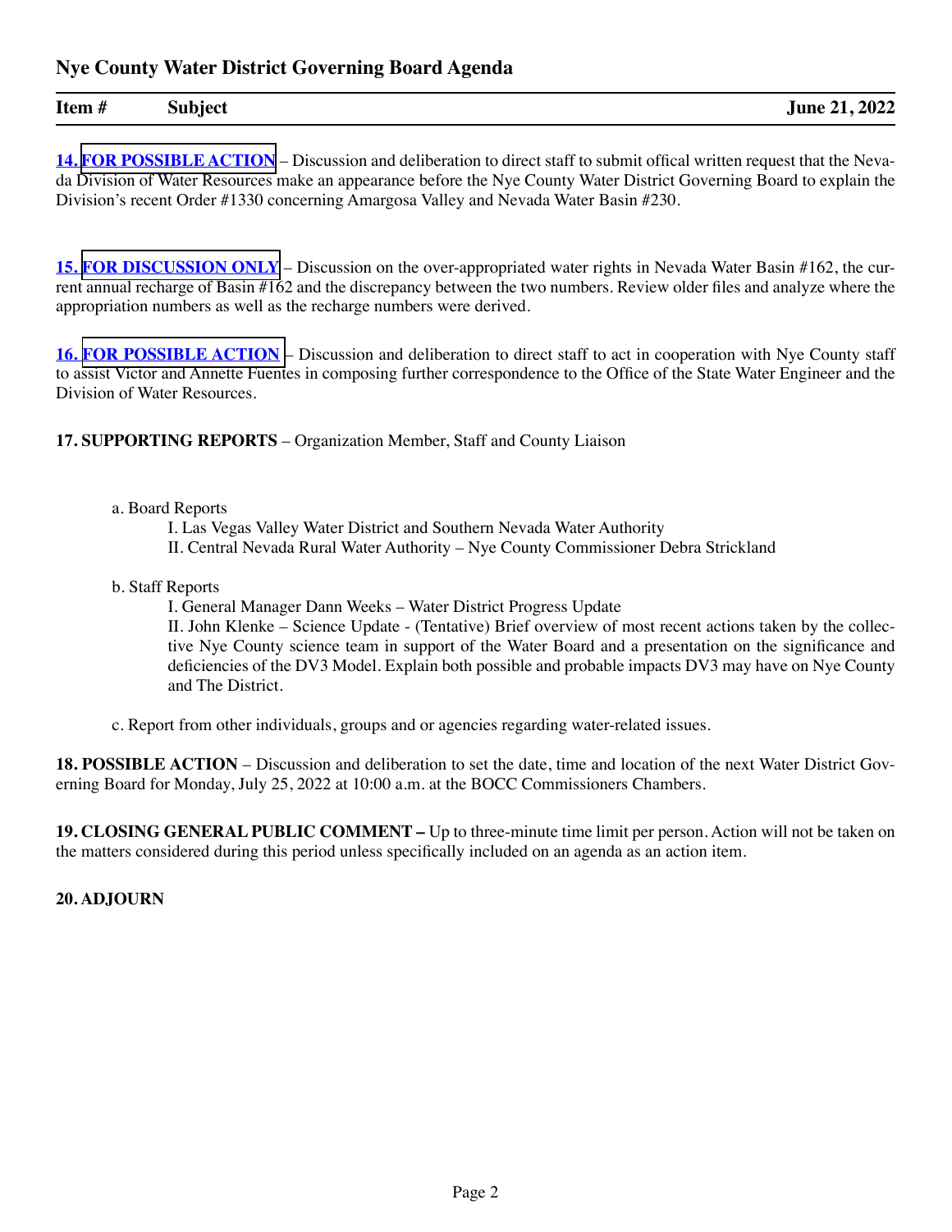## Nye County Water District Governing Board Agenda

| Item # | Subject | June 21, 2022 |
| --- | --- | --- |

**14. FOR POSSIBLE ACTION** – Discussion and deliberation to direct staff to submit offical written request that the Nevada Division of Water Resources make an appearance before the Nye County Water District Governing Board to explain the Division's recent Order #1330 concerning Amargosa Valley and Nevada Water Basin #230.

**15. FOR DISCUSSION ONLY** – Discussion on the over-appropriated water rights in Nevada Water Basin #162, the current annual recharge of Basin #162 and the discrepancy between the two numbers. Review older files and analyze where the appropriation numbers as well as the recharge numbers were derived.

**16. FOR POSSIBLE ACTION** – Discussion and deliberation to direct staff to act in cooperation with Nye County staff to assist Victor and Annette Fuentes in composing further correspondence to the Office of the State Water Engineer and the Division of Water Resources.

**17. SUPPORTING REPORTS** – Organization Member, Staff and County Liaison

a. Board Reports
    I. Las Vegas Valley Water District and Southern Nevada Water Authority
    II. Central Nevada Rural Water Authority – Nye County Commissioner Debra Strickland

b. Staff Reports
    I. General Manager Dann Weeks – Water District Progress Update
    II. John Klenke – Science Update - (Tentative) Brief overview of most recent actions taken by the collective Nye County science team in support of the Water Board and a presentation on the significance and deficiencies of the DV3 Model. Explain both possible and probable impacts DV3 may have on Nye County and The District.

c. Report from other individuals, groups and or agencies regarding water-related issues.

**18. POSSIBLE ACTION** – Discussion and deliberation to set the date, time and location of the next Water District Governing Board for Monday, July 25, 2022 at 10:00 a.m. at the BOCC Commissioners Chambers.

**19. CLOSING GENERAL PUBLIC COMMENT –** Up to three-minute time limit per person. Action will not be taken on the matters considered during this period unless specifically included on an agenda as an action item.

**20. ADJOURN**